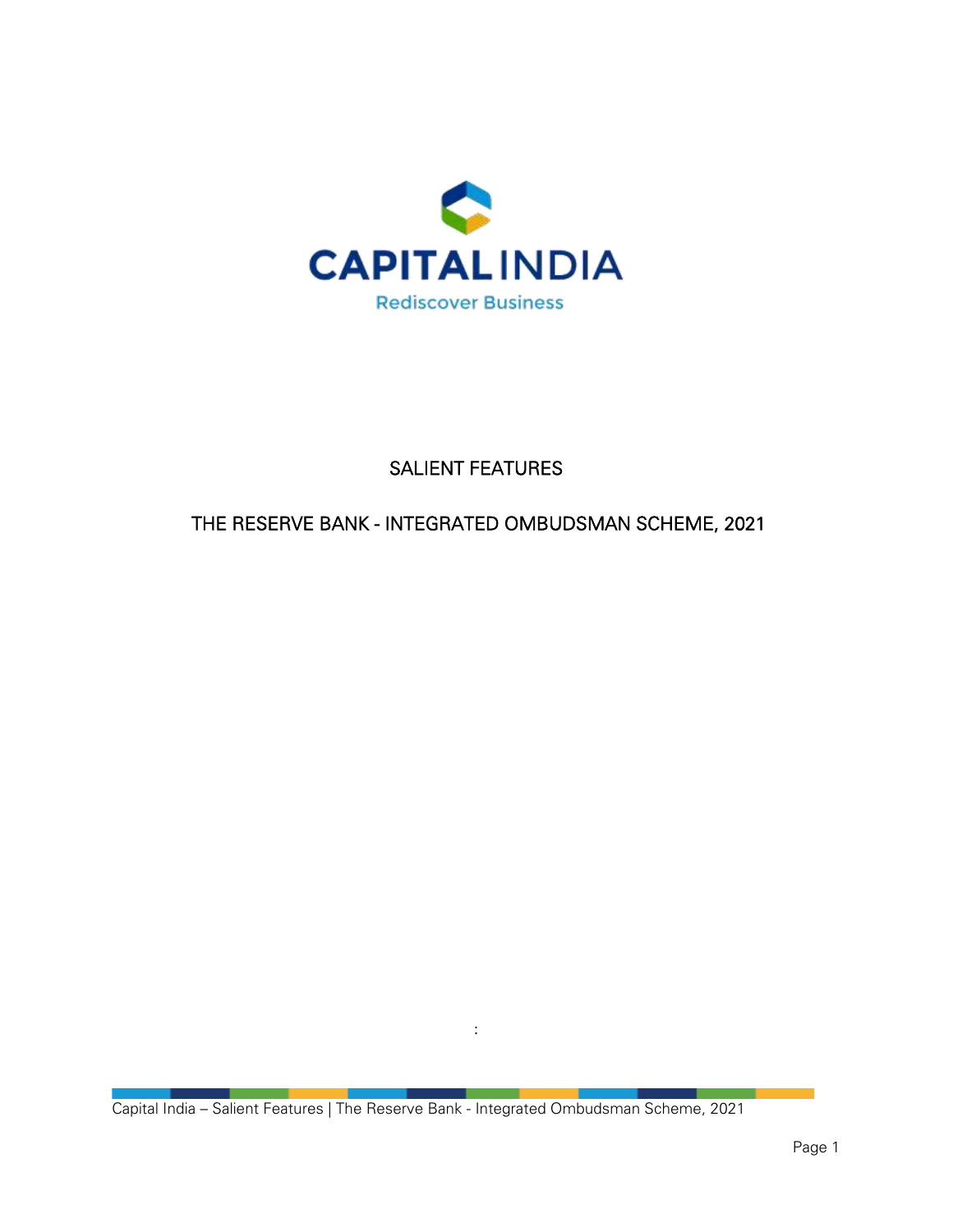CAPITAL INDIA

Rediscover Business

# SALIENT FEATURES

# THE RESERVE BANK - INTEGRATED OMBUDSMAN SCHEME, 2021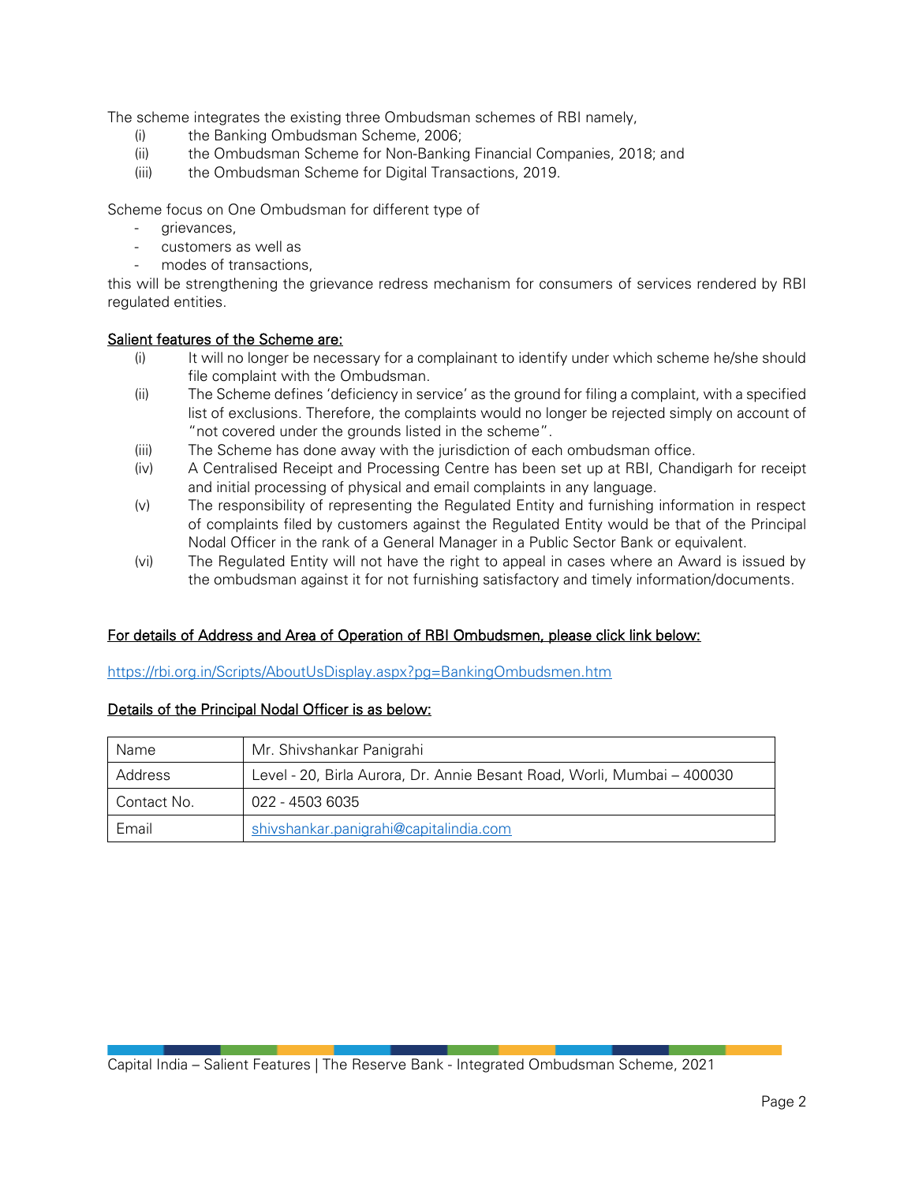The scheme integrates the existing three Ombudsman schemes of RBI namely,

- (i) the Banking Ombudsman Scheme, 2006;
- (ii) the Ombudsman Scheme for Non-Banking Financial Companies, 2018; and
- (iii) the Ombudsman Scheme for Digital Transactions, 2019.

Scheme focus on One Ombudsman for different type of

- grievances,
- customers as well as
- modes of transactions,

this will be strengthening the grievance redress mechanism for consumers of services rendered by RBI regulated entities.

<u>Salient features of the Scheme are:</u>

- (i) It will no longer be necessary for a complainant to identify under which scheme he/she should file complaint with the Ombudsman.
- (ii) The Scheme defines 'deficiency in service' as the ground for filing a complaint, with a specified list of exclusions. Therefore, the complaints would no longer be rejected simply on account of "not covered under the grounds listed in the scheme".
- (iii) The Scheme has done away with the jurisdiction of each ombudsman office.
- (iv) A Centralised Receipt and Processing Centre has been set up at RBI, Chandigarh for receipt and initial processing of physical and email complaints in any language.
- (v) The responsibility of representing the Regulated Entity and furnishing information in respect of complaints filed by customers against the Regulated Entity would be that of the Principal Nodal Officer in the rank of a General Manager in a Public Sector Bank or equivalent.
- (vi) The Regulated Entity will not have the right to appeal in cases where an Award is issued by the ombudsman against it for not furnishing satisfactory and timely information/documents.

<u>For details of Address and Area of Operation of RBI Ombudsmen, please click link below:</u>

https://rbi.org.in/Scripts/AboutUsDisplay.aspx?pg=BankingOmbudsmen.htm

<u>Details of the Principal Nodal Officer is as below:</u>

| | |
|---|---|
| Name | Mr. Shivshankar Panigrahi |
| Address | Level - 20, Birla Aurora, Dr. Annie Besant Road, Worli, Mumbai – 400030 |
| Contact No. | 022 - 4503 6035 |
| Email | shivshankar.panigrahi@capitalindia.com |